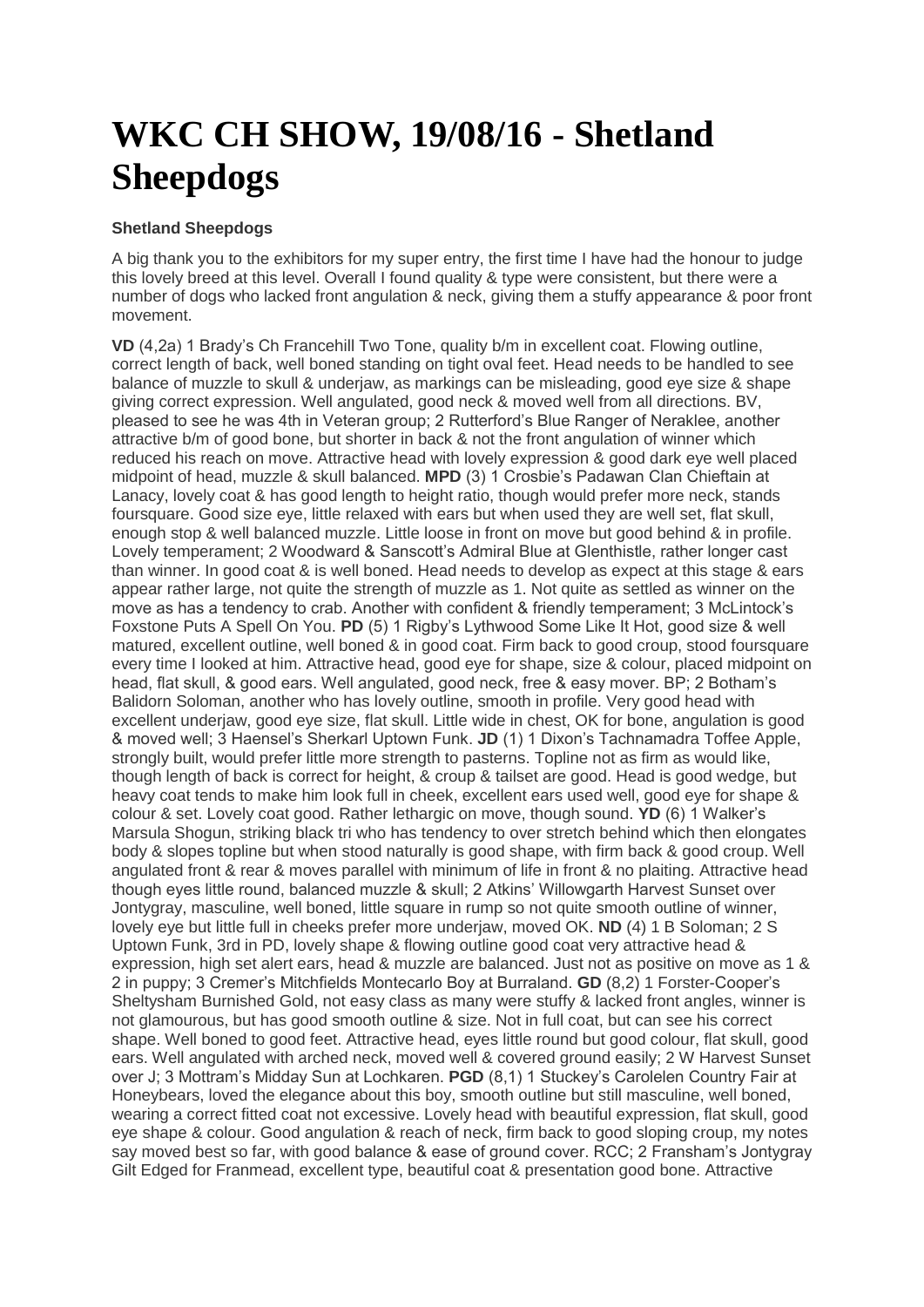# WKC CH SHOW, 19/08/16 - Shetland Sheepdogs

**Shetland Sheepdogs**

A big thank you to the exhibitors for my super entry, the first time I have had the honour to judge this lovely breed at this level. Overall I found quality & type were consistent, but there were a number of dogs who lacked front angulation & neck, giving them a stuffy appearance & poor front movement.

**VD** (4,2a) 1 Brady's Ch Francehill Two Tone, quality b/m in excellent coat. Flowing outline, correct length of back, well boned standing on tight oval feet. Head needs to be handled to see balance of muzzle to skull & underjaw, as markings can be misleading, good eye size & shape giving correct expression. Well angulated, good neck & moved well from all directions. BV, pleased to see he was 4th in Veteran group; 2 Rutterford's Blue Ranger of Neraklee, another attractive b/m of good bone, but shorter in back & not the front angulation of winner which reduced his reach on move. Attractive head with lovely expression & good dark eye well placed midpoint of head, muzzle & skull balanced. **MPD** (3) 1 Crosbie's Padawan Clan Chieftain at Lanacy, lovely coat & has good length to height ratio, though would prefer more neck, stands foursquare. Good size eye, little relaxed with ears but when used they are well set, flat skull, enough stop & well balanced muzzle. Little loose in front on move but good behind & in profile. Lovely temperament; 2 Woodward & Sanscott's Admiral Blue at Glenthistle, rather longer cast than winner. In good coat & is well boned. Head needs to develop as expect at this stage & ears appear rather large, not quite the strength of muzzle as 1. Not quite as settled as winner on the move as has a tendency to crab. Another with confident & friendly temperament; 3 McLintock's Foxstone Puts A Spell On You. **PD** (5) 1 Rigby's Lythwood Some Like It Hot, good size & well matured, excellent outline, well boned & in good coat. Firm back to good croup, stood foursquare every time I looked at him. Attractive head, good eye for shape, size & colour, placed midpoint on head, flat skull, & good ears. Well angulated, good neck, free & easy mover. BP; 2 Botham's Balidorn Soloman, another who has lovely outline, smooth in profile. Very good head with excellent underjaw, good eye size, flat skull. Little wide in chest, OK for bone, angulation is good & moved well; 3 Haensel's Sherkarl Uptown Funk. **JD** (1) 1 Dixon's Tachnamadra Toffee Apple, strongly built, would prefer little more strength to pasterns. Topline not as firm as would like, though length of back is correct for height, & croup & tailset are good. Head is good wedge, but heavy coat tends to make him look full in cheek, excellent ears used well, good eye for shape & set. Lovely coat good. Rather lethargic on move, though sound. **YD** (6) 1 Walker's Marsula Shogun, striking black tri who has tendency to over stretch behind which then elongates body & slopes topline but when stood naturally is good shape, with firm back & good croup. Well angulated front & rear & moves parallel with minimum of life in front & no plaiting. Attractive head though eyes little round, balanced muzzle & skull; 2 Atkins' Willowgarth Harvest Sunset over Jontygray, masculine, well boned, little square in rump so not quite smooth outline of winner, lovely eye but little full in cheeks prefer more underjaw, moved OK. **ND** (4) 1 B Soloman; 2 S Uptown Funk, 3rd in PD, lovely shape & flowing outline good coat very attractive head & expression, high set alert ears, head & muzzle are balanced. Just not as positive on move as 1 & 2 in puppy; 3 Cremer's Mitchfields Montecarlo Boy at Burraland. **GD** (8,2) 1 Forster-Cooper's Sheltysham Burnished Gold, not easy class as many were stuffy & lacked front angles, winner is not glamourous, but has good smooth outline & size. Not in full coat, but can see his correct shape. Well boned to good feet. Attractive head, eyes little round but good colour, flat skull, good ears. Well angulated with arched neck, moved well & covered ground easily; 2 W Harvest Sunset over J; 3 Mottram's Midday Sun at Lochkaren. **PGD** (8,1) 1 Stuckey's Carolelen Country Fair at Honeybears, loved the elegance about this boy, smooth outline but still masculine, well boned, wearing a correct fitted coat not excessive. Lovely head with beautiful expression, flat skull, good eye shape & colour. Good angulation & reach of neck, firm back to good sloping croup, my notes say moved best so far, with good balance & ease of ground cover. RCC; 2 Fransham's Jontygray Gilt Edged for Franmead, excellent type, beautiful coat & presentation good bone. Attractive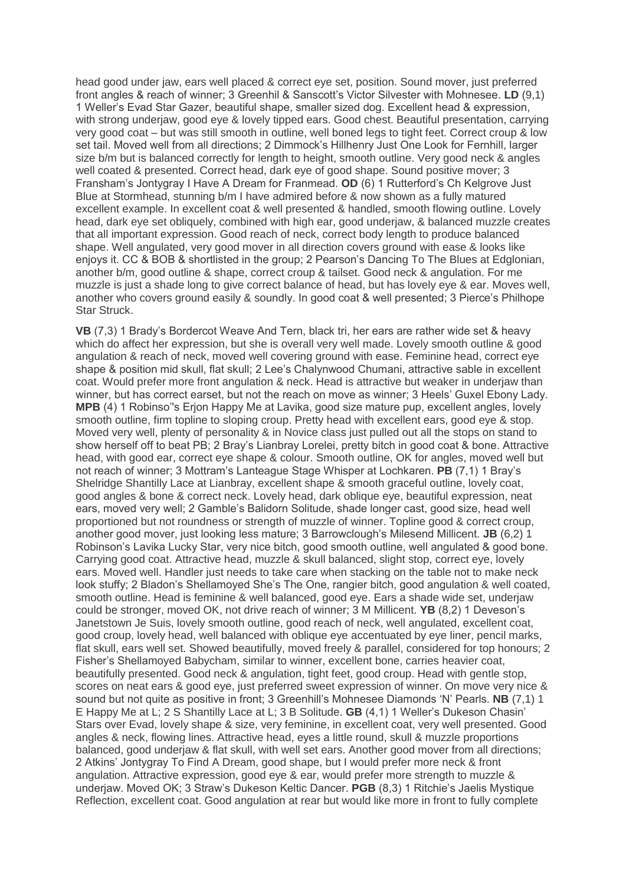head good under jaw, ears well placed & correct eye set, position. Sound mover, just preferred front angles & reach of winner; 3 Greenhil & Sanscott's Victor Silvester with Mohnesee. **LD** (9,1) 1 Weller's Evad Star Gazer, beautiful shape, smaller sized dog. Excellent head & expression, with strong underjaw, good eye & lovely tipped ears. Good chest. Beautiful presentation, carrying very good coat – but was still smooth in outline, well boned legs to tight feet. Correct croup & low set tail. Moved well from all directions; 2 Dimmock's Hillhenry Just One Look for Fernhill, larger size b/m but is balanced correctly for length to height, smooth outline. Very good neck & angles well coated & presented. Correct head, dark eye of good shape. Sound positive mover; 3 Fransham's Jontygray I Have A Dream for Franmead. **OD** (6) 1 Rutterford's Ch Kelgrove Just Blue at Stormhead, stunning b/m I have admired before & now shown as a fully matured excellent example. In excellent coat & well presented & handled, smooth flowing outline. Lovely head, dark eye set obliquely, combined with high ear, good underjaw, & balanced muzzle creates that all important expression. Good reach of neck, correct body length to produce balanced shape. Well angulated, very good mover in all direction covers ground with ease & looks like enjoys it. CC & BOB & shortlisted in the group; 2 Pearson's Dancing To The Blues at Edglonian, another b/m, good outline & shape, correct croup & tailset. Good neck & angulation. For me muzzle is just a shade long to give correct balance of head, but has lovely eye & ear. Moves well, another who covers ground easily & soundly. In good coat & well presented; 3 Pierce's Philhope Star Struck.

**VB** (7,3) 1 Brady's Bordercot Weave And Tern, black tri, her ears are rather wide set & heavy which do affect her expression, but she is overall very well made. Lovely smooth outline & good angulation & reach of neck, moved well covering ground with ease. Feminine head, correct eye shape & position mid skull, flat skull; 2 Lee's Chalynwood Chumani, attractive sable in excellent coat. Would prefer more front angulation & neck. Head is attractive but weaker in underjaw than winner, but has correct earset, but not the reach on move as winner; 3 Heels' Guxel Ebony Lady. **MPB** (4) 1 Robinso"s Erjon Happy Me at Lavika, good size mature pup, excellent angles, lovely smooth outline, firm topline to sloping croup. Pretty head with excellent ears, good eye & stop. Moved very well, plenty of personality & in Novice class just pulled out all the stops on stand to show herself off to beat PB; 2 Bray's Lianbray Lorelei, pretty bitch in good coat & bone. Attractive head, with good ear, correct eye shape & colour. Smooth outline, OK for angles, moved well but not reach of winner; 3 Mottram's Lanteague Stage Whisper at Lochkaren. **PB** (7,1) 1 Bray's Shelridge Shantilly Lace at Lianbray, excellent shape & smooth graceful outline, lovely coat, good angles & bone & correct neck. Lovely head, dark oblique eye, beautiful expression, neat ears, moved very well; 2 Gamble's Balidorn Solitude, shade longer cast, good size, head well proportioned but not roundness or strength of muzzle of winner. Topline good & correct croup, another good mover, just looking less mature; 3 Barrowclough's Milesend Millicent. **JB** (6,2) 1 Robinson's Lavika Lucky Star, very nice bitch, good smooth outline, well angulated & good bone. Carrying good coat. Attractive head, muzzle & skull balanced, slight stop, correct eye, lovely ears. Moved well. Handler just needs to take care when stacking on the table not to make neck look stuffy; 2 Bladon's Shellamoyed She's The One, rangier bitch, good angulation & well coated, smooth outline. Head is feminine & well balanced, good eye. Ears a shade wide set, underjaw could be stronger, moved OK, not drive reach of winner; 3 M Millicent. **YB** (8,2) 1 Deveson's Janetstown Je Suis, lovely smooth outline, good reach of neck, well angulated, excellent coat, good croup, lovely head, well balanced with oblique eye accentuated by eye liner, pencil marks, flat skull, ears well set. Showed beautifully, moved freely & parallel, considered for top honours; 2 Fisher's Shellamoyed Babycham, similar to winner, excellent bone, carries heavier coat, beautifully presented. Good neck & angulation, tight feet, good croup. Head with gentle stop, scores on neat ears & good eye, just preferred sweet expression of winner. On move very nice & sound but not quite as positive in front; 3 Greenhill's Mohnesee Diamonds 'N' Pearls. **NB** (7,1) 1 E Happy Me at L; 2 S Shantilly Lace at L; 3 B Solitude. **GB** (4,1) 1 Weller's Dukeson Chasin' Stars over Evad, lovely shape & size, very feminine, in excellent coat, very well presented. Good angles & neck, flowing lines. Attractive head, eyes a little round, skull & muzzle proportions balanced, good underjaw & flat skull, with well set ears. Another good mover from all directions; 2 Atkins' Jontygray To Find A Dream, good shape, but I would prefer more neck & front angulation. Attractive expression, good eye & ear, would prefer more strength to muzzle & underjaw. Moved OK; 3 Straw's Dukeson Keltic Dancer. **PGB** (8,3) 1 Ritchie's Jaelis Mystique Reflection, excellent coat. Good angulation at rear but would like more in front to fully complete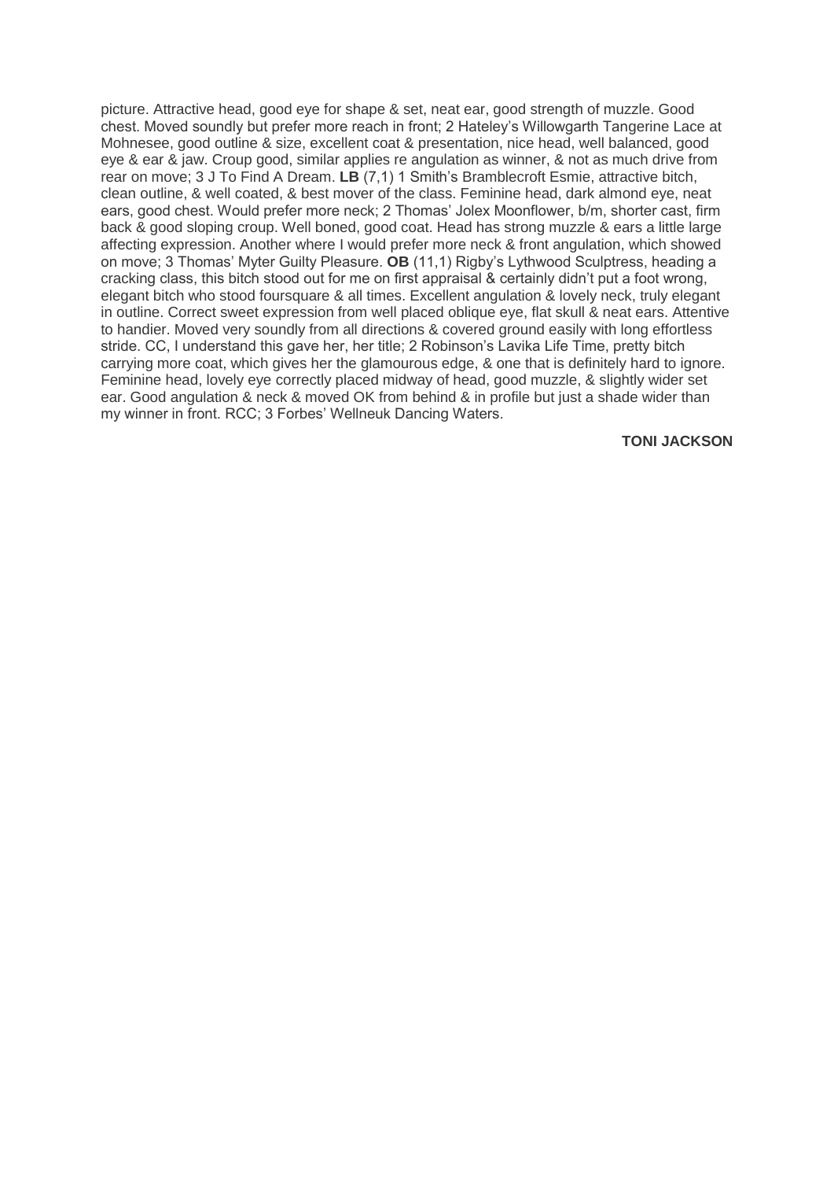picture. Attractive head, good eye for shape & set, neat ear, good strength of muzzle. Good chest. Moved soundly but prefer more reach in front; 2 Hateley's Willowgarth Tangerine Lace at Mohnesee, good outline & size, excellent coat & presentation, nice head, well balanced, good eye & ear & jaw. Croup good, similar applies re angulation as winner, & not as much drive from rear on move; 3 J To Find A Dream. **LB** (7,1) 1 Smith's Bramblecroft Esmie, attractive bitch, clean outline, & well coated, & best mover of the class. Feminine head, dark almond eye, neat ears, good chest. Would prefer more neck; 2 Thomas' Jolex Moonflower, b/m, shorter cast, firm back & good sloping croup. Well boned, good coat. Head has strong muzzle & ears a little large affecting expression. Another where I would prefer more neck & front angulation, which showed on move; 3 Thomas' Myter Guilty Pleasure. **OB** (11,1) Rigby's Lythwood Sculptress, heading a cracking class, this bitch stood out for me on first appraisal & certainly didn't put a foot wrong, elegant bitch who stood foursquare & all times. Excellent angulation & lovely neck, truly elegant in outline. Correct sweet expression from well placed oblique eye, flat skull & neat ears. Attentive to handier. Moved very soundly from all directions & covered ground easily with long effortless stride. CC, I understand this gave her, her title; 2 Robinson's Lavika Life Time, pretty bitch carrying more coat, which gives her the glamourous edge, & one that is definitely hard to ignore. Feminine head, lovely eye correctly placed midway of head, good muzzle, & slightly wider set ear. Good angulation & neck & moved OK from behind & in profile but just a shade wider than my winner in front. RCC; 3 Forbes' Wellneuk Dancing Waters.

**TONI JACKSON**